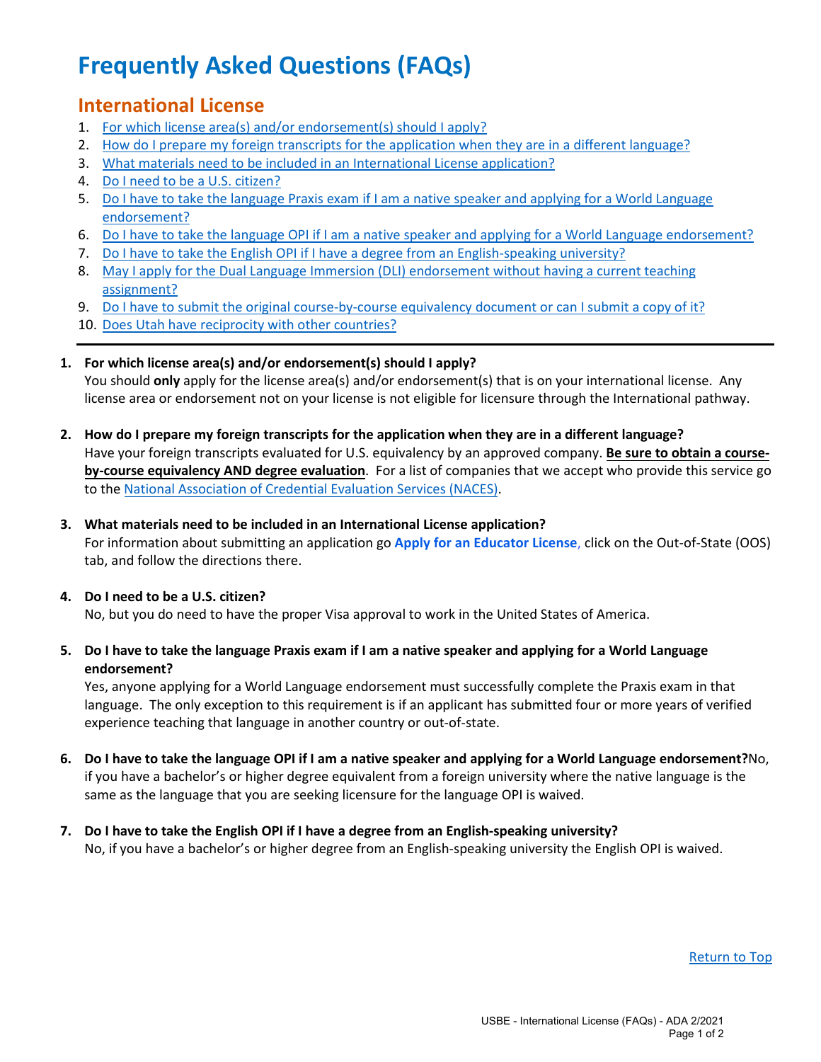# Frequently Asked Questions (FAQs)

## International License

1. For which license area(s) and/or endorsement(s) should I apply?
2. How do I prepare my foreign transcripts for the application when they are in a different language?
3. What materials need to be included in an International License application?
4. Do I need to be a U.S. citizen?
5. Do I have to take the language Praxis exam if I am a native speaker and applying for a World Language endorsement?
6. Do I have to take the language OPI if I am a native speaker and applying for a World Language endorsement?
7. Do I have to take the English OPI if I have a degree from an English-speaking university?
8. May I apply for the Dual Language Immersion (DLI) endorsement without having a current teaching assignment?
9. Do I have to submit the original course-by-course equivalency document or can I submit a copy of it?
10. Does Utah have reciprocity with other countries?

---

1. **For which license area(s) and/or endorsement(s) should I apply?**
   You should **only** apply for the license area(s) and/or endorsement(s) that is on your international license. Any license area or endorsement not on your license is not eligible for licensure through the International pathway.

2. **How do I prepare my foreign transcripts for the application when they are in a different language?**
   Have your foreign transcripts evaluated for U.S. equivalency by an approved company. **Be sure to obtain a course-by-course equivalency AND degree evaluation**. For a list of companies that we accept who provide this service go to the National Association of Credential Evaluation Services (NACES).

3. **What materials need to be included in an International License application?**
   For information about submitting an application go **Apply for an Educator License**, click on the Out-of-State (OOS) tab, and follow the directions there.

4. **Do I need to be a U.S. citizen?**
   No, but you do need to have the proper Visa approval to work in the United States of America.

5. **Do I have to take the language Praxis exam if I am a native speaker and applying for a World Language endorsement?**
   Yes, anyone applying for a World Language endorsement must successfully complete the Praxis exam in that language. The only exception to this requirement is if an applicant has submitted four or more years of verified experience teaching that language in another country or out-of-state.

6. **Do I have to take the language OPI if I am a native speaker and applying for a World Language endorsement?** No, if you have a bachelor's or higher degree equivalent from a foreign university where the native language is the same as the language that you are seeking licensure for the language OPI is waived.

7. **Do I have to take the English OPI if I have a degree from an English-speaking university?**
   No, if you have a bachelor's or higher degree from an English-speaking university the English OPI is waived.

Return to Top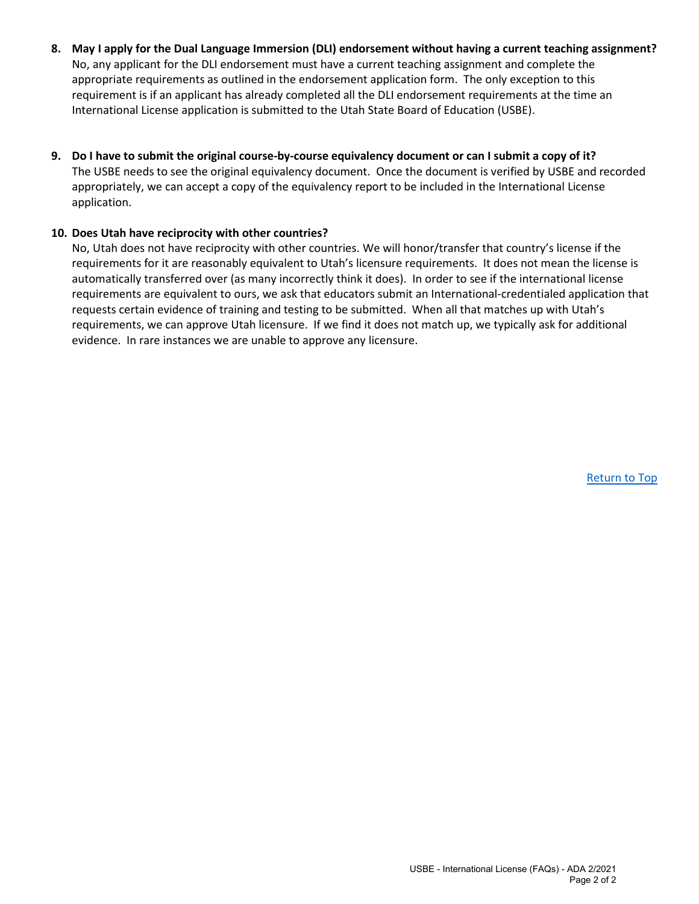8. **May I apply for the Dual Language Immersion (DLI) endorsement without having a current teaching assignment?**
   No, any applicant for the DLI endorsement must have a current teaching assignment and complete the appropriate requirements as outlined in the endorsement application form. The only exception to this requirement is if an applicant has already completed all the DLI endorsement requirements at the time an International License application is submitted to the Utah State Board of Education (USBE).

9. **Do I have to submit the original course-by-course equivalency document or can I submit a copy of it?**
   The USBE needs to see the original equivalency document. Once the document is verified by USBE and recorded appropriately, we can accept a copy of the equivalency report to be included in the International License application.

10. **Does Utah have reciprocity with other countries?**
    No, Utah does not have reciprocity with other countries. We will honor/transfer that country's license if the requirements for it are reasonably equivalent to Utah's licensure requirements. It does not mean the license is automatically transferred over (as many incorrectly think it does). In order to see if the international license requirements are equivalent to ours, we ask that educators submit an International-credentialed application that requests certain evidence of training and testing to be submitted. When all that matches up with Utah's requirements, we can approve Utah licensure. If we find it does not match up, we typically ask for additional evidence. In rare instances we are unable to approve any licensure.

Return to Top